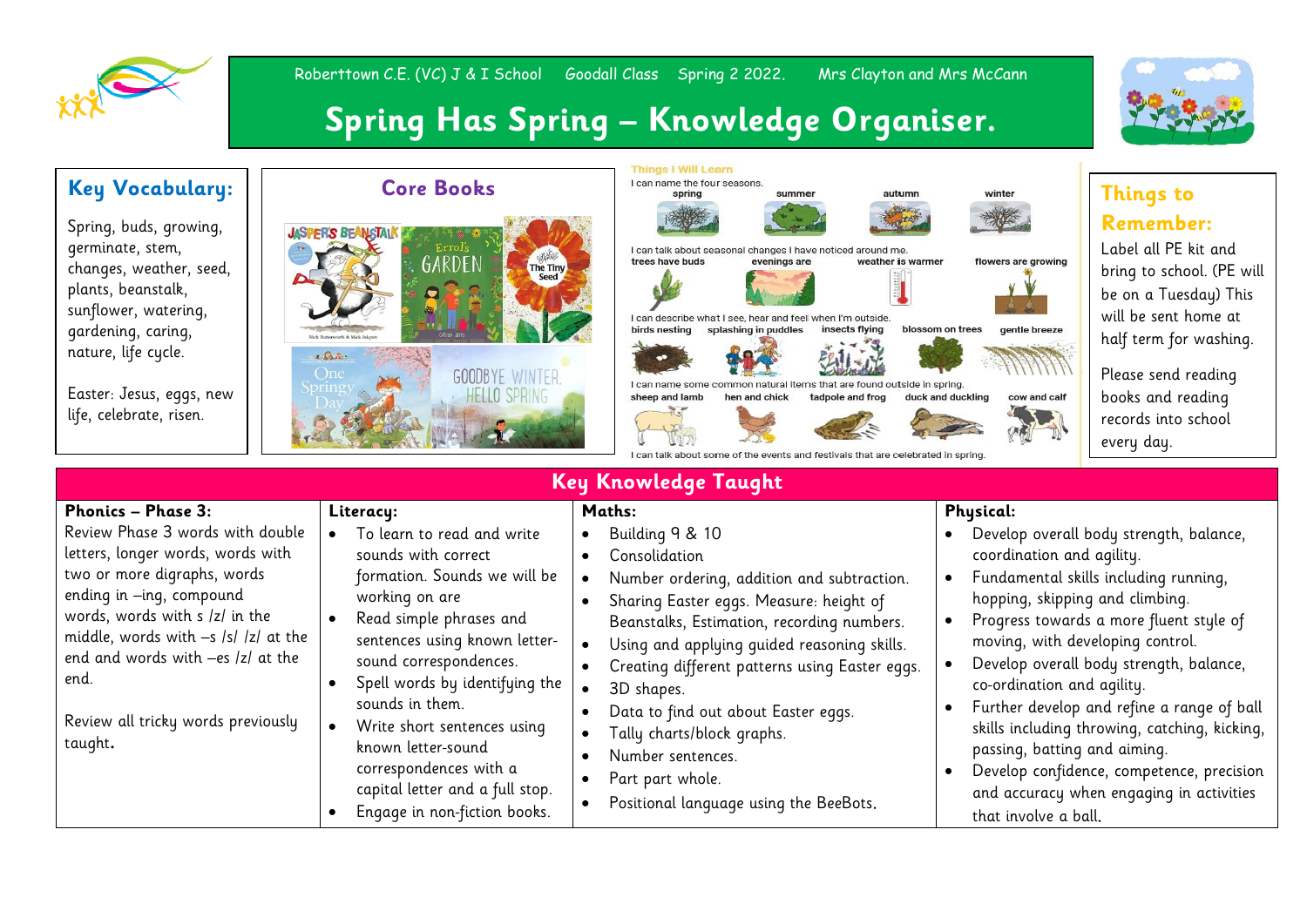Roberttown C.E. (VC) J & I School Goodall Class Spring 2 2022. Mrs Clayton and Mrs McCann

# Spring Has Spring – Knowledge Organiser.

## Key Vocabulary:

Spring, buds, growing, germinate, stem, changes, weather, seed, plants, beanstalk, sunflower, watering, gardening, caring, nature, life cycle.

Easter: Jesus, eggs, new life, celebrate, risen.

## Core Books

Jasper's Beanstalk, Errol's Garden, The Tiny Seed, One Springy Day, Goodbye Winter, Hello Spring

## Things I Will Learn

I can name the four seasons.
spring, summer, autumn, winter

I can talk about seasonal changes I have noticed around me.
trees have buds, evenings are, weather is warmer, flowers are growing

I can describe what I see, hear and feel when I'm outside.
birds nesting, splashing in puddles, insects flying, blossom on trees, gentle breeze

I can name some common natural items that are found outside in spring.
sheep and lamb, hen and chick, tadpole and frog, duck and duckling, cow and calf

I can talk about some of the events and festivals that are celebrated in spring.

## Things to Remember:

Label all PE kit and bring to school. (PE will be on a Tuesday) This will be sent home at half term for washing.

Please send reading books and reading records into school every day.

## Key Knowledge Taught

### Phonics – Phase 3:

Review Phase 3 words with double letters, longer words, words with two or more digraphs, words ending in –ing, compound words, words with s /z/ in the middle, words with –s /s/ /z/ at the end and words with –es /z/ at the end.

Review all tricky words previously taught.

### Literacy:

- To learn to read and write sounds with correct formation. Sounds we will be working on are
- Read simple phrases and sentences using known letter-sound correspondences.
- Spell words by identifying the sounds in them.
- Write short sentences using known letter-sound correspondences with a capital letter and a full stop.
- Engage in non-fiction books.

### Maths:

- Building 9 & 10
- Consolidation
- Number ordering, addition and subtraction.
- Sharing Easter eggs. Measure: height of Beanstalks, Estimation, recording numbers.
- Using and applying guided reasoning skills.
- Creating different patterns using Easter eggs.
- 3D shapes.
- Data to find out about Easter eggs.
- Tally charts/block graphs.
- Number sentences.
- Part part whole.
- Positional language using the BeeBots.

### Physical:

- Develop overall body strength, balance, coordination and agility.
- Fundamental skills including running, hopping, skipping and climbing.
- Progress towards a more fluent style of moving, with developing control.
- Develop overall body strength, balance, co-ordination and agility.
- Further develop and refine a range of ball skills including throwing, catching, kicking, passing, batting and aiming.
- Develop confidence, competence, precision and accuracy when engaging in activities that involve a ball.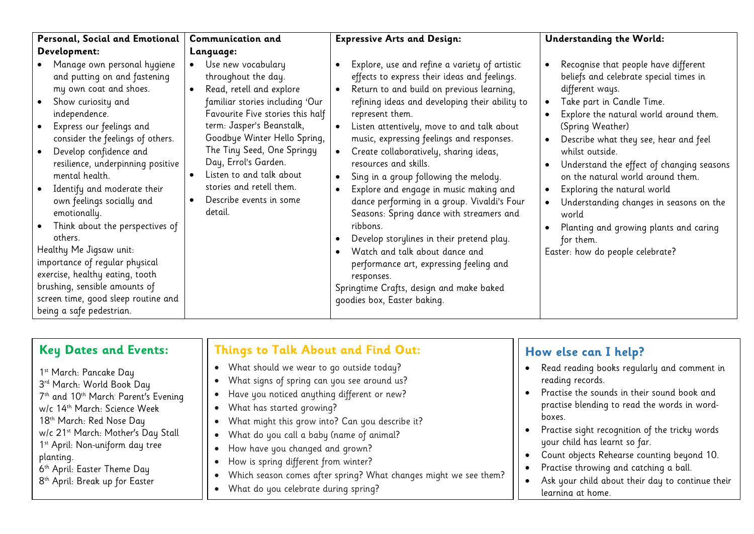| **Personal, Social and Emotional Development:** | **Communication and Language:** | **Expressive Arts and Design:** | **Understanding the World:** |
|---|---|---|---|
| • Manage own personal hygiene and putting on and fastening my own coat and shoes.<br>• Show curiosity and independence.<br>• Express our feelings and consider the feelings of others.<br>• Develop confidence and resilience, underpinning positive mental health.<br>• Identify and moderate their own feelings socially and emotionally.<br>• Think about the perspectives of others.<br>Healthy Me Jigsaw unit: importance of regular physical exercise, healthy eating, tooth brushing, sensible amounts of screen time, good sleep routine and being a safe pedestrian. | • Use new vocabulary throughout the day.<br>• Read, retell and explore familiar stories including 'Our Favourite Five stories this half term: Jasper's Beanstalk, Goodbye Winter Hello Spring, The Tiny Seed, One Springy Day, Errol's Garden.<br>• Listen to and talk about stories and retell them.<br>• Describe events in some detail. | • Explore, use and refine a variety of artistic effects to express their ideas and feelings.<br>• Return to and build on previous learning, refining ideas and developing their ability to represent them.<br>• Listen attentively, move to and talk about music, expressing feelings and responses.<br>• Create collaboratively, sharing ideas, resources and skills.<br>• Sing in a group following the melody.<br>• Explore and engage in music making and dance performing in a group. Vivaldi's Four Seasons: Spring dance with streamers and ribbons.<br>• Develop storylines in their pretend play.<br>• Watch and talk about dance and performance art, expressing feeling and responses.<br>Springtime Crafts, design and make baked goodies box, Easter baking. | • Recognise that people have different beliefs and celebrate special times in different ways.<br>• Take part in Candle Time.<br>• Explore the natural world around them. (Spring Weather)<br>• Describe what they see, hear and feel whilst outside.<br>• Understand the effect of changing seasons on the natural world around them.<br>• Exploring the natural world<br>• Understanding changes in seasons on the world<br>• Planting and growing plants and caring for them.<br>Easter: how do people celebrate? |

## Key Dates and Events:

1st March: Pancake Day
3rd March: World Book Day
7th and 10th March: Parent's Evening
w/c 14th March: Science Week
18th March: Red Nose Day
w/c 21st March: Mother's Day Stall
1st April: Non-uniform day tree planting.
6th April: Easter Theme Day
8th April: Break up for Easter

## Things to Talk About and Find Out:

- What should we wear to go outside today?
- What signs of spring can you see around us?
- Have you noticed anything different or new?
- What has started growing?
- What might this grow into? Can you describe it?
- What do you call a baby (name of animal?
- How have you changed and grown?
- How is spring different from winter?
- Which season comes after spring? What changes might we see them?
- What do you celebrate during spring?

## How else can I help?

- Read reading books regularly and comment in reading records.
- Practise the sounds in their sound book and practise blending to read the words in word-boxes.
- Practise sight recognition of the tricky words your child has learnt so far.
- Count objects Rehearse counting beyond 10.
- Practise throwing and catching a ball.
- Ask your child about their day to continue their learning at home.